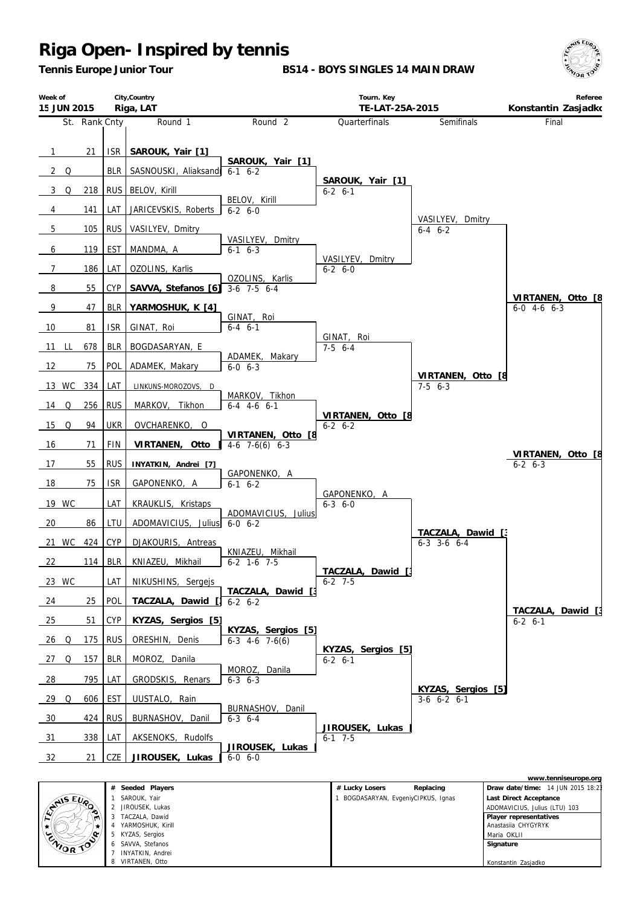# Riga Open- Inspired by tennis

**Tennis Europe Junior Tour** **BS14 - BOYS SINGLES 14 MAIN DRAW**

| Week of | City,Country | Tourn. Key | Referee |
|---|---|---|---|
| 15 JUN 2015 | Riga, LAT | TE-LAT-25A-2015 | Konstantin Zasjadko |

| # | St. | Rank | Cnty | Round 1 | Round 2 | Quarterfinals | Semifinals | Final |
|---|---|---|---|---|---|---|---|---|
| 1 | | 21 | ISR | **SAROUK, Yair [1]** | **SAROUK, Yair [1]** 6-1 6-2 | **SAROUK, Yair [1]** 6-2 6-1 | VASILYEV, Dmitry 6-4 6-2 | **VIRTANEN, Otto [8** 6-0 4-6 6-3 |
| 2 | Q | | BLR | SASNOUSKI, Aliaksand | | | | |
| 3 | Q | 218 | RUS | BELOV, Kirill | BELOV, Kirill 6-2 6-0 | | | |
| 4 | | 141 | LAT | JARICEVSKIS, Roberts | | | | |
| 5 | | 105 | RUS | VASILYEV, Dmitry | VASILYEV, Dmitry 6-1 6-3 | VASILYEV, Dmitry 6-2 6-0 | | |
| 6 | | 119 | EST | MANDMA, A | | | | |
| 7 | | 186 | LAT | OZOLINS, Karlis | OZOLINS, Karlis 3-6 7-5 6-4 | | | |
| 8 | | 55 | CYP | **SAVVA, Stefanos [6]** | | | | |
| 9 | | 47 | BLR | **YARMOSHUK, K [4]** | GINAT, Roi 6-4 6-1 | GINAT, Roi 7-5 6-4 | **VIRTANEN, Otto [8** 7-5 6-3 | |
| 10 | | 81 | ISR | GINAT, Roi | | | | |
| 11 | LL | 678 | BLR | BOGDASARYAN, E | ADAMEK, Makary 6-0 6-3 | | | |
| 12 | | 75 | POL | ADAMEK, Makary | | | | |
| 13 | WC | 334 | LAT | LINKUNS-MOROZOVS, D | MARKOV, Tikhon 6-4 4-6 6-1 | **VIRTANEN, Otto [8** 6-2 6-2 | | |
| 14 | Q | 256 | RUS | MARKOV, Tikhon | | | | |
| 15 | Q | 94 | UKR | OVCHARENKO, O | **VIRTANEN, Otto [8** 4-6 7-6(6) 6-3 | | | |
| 16 | | 71 | FIN | **VIRTANEN, Otto [** | | | | **VIRTANEN, Otto [8** 6-2 6-3 |
| 17 | | 55 | RUS | **INYATKIN, Andrei [7]** | GAPONENKO, A 6-1 6-2 | GAPONENKO, A 6-3 6-0 | **TACZALA, Dawid [3** 6-3 3-6 6-4 | |
| 18 | | 75 | ISR | GAPONENKO, A | | | | |
| 19 | WC | | LAT | KRAUKLIS, Kristaps | ADOMAVICIUS, Julius 6-0 6-2 | | | |
| 20 | | 86 | LTU | ADOMAVICIUS, Julius | | | | |
| 21 | WC | 424 | CYP | DJAKOURIS, Antreas | KNIAZEU, Mikhail 6-2 1-6 7-5 | **TACZALA, Dawid [3** 6-2 7-5 | | |
| 22 | | 114 | BLR | KNIAZEU, Mikhail | | | | |
| 23 | WC | | LAT | NIKUSHINS, Sergejs | **TACZALA, Dawid [3** 6-2 6-2 | | | |
| 24 | | 25 | POL | **TACZALA, Dawid [** | | | | **TACZALA, Dawid [3** 6-2 6-1 |
| 25 | | 51 | CYP | **KYZAS, Sergios [5]** | **KYZAS, Sergios [5]** 6-3 4-6 7-6(6) | **KYZAS, Sergios [5]** 6-2 6-1 | **KYZAS, Sergios [5]** 3-6 6-2 6-1 | |
| 26 | Q | 175 | RUS | ORESHIN, Denis | | | | |
| 27 | Q | 157 | BLR | MOROZ, Danila | MOROZ, Danila 6-3 6-3 | | | |
| 28 | | 795 | LAT | GRODSKIS, Renars | | | | |
| 29 | Q | 606 | EST | UUSTALO, Rain | BURNASHOV, Danil 6-3 6-4 | **JIROUSEK, Lukas [** 6-1 7-5 | | |
| 30 | | 424 | RUS | BURNASHOV, Danil | | | | |
| 31 | | 338 | LAT | AKSENOKS, Rudolfs | **JIROUSEK, Lukas [** 6-0 6-0 | | | |
| 32 | | 21 | CZE | **JIROUSEK, Lukas [** | | | | |

www.tenniseurope.org

| # | Seeded Players |
|---|---|
| 1 | SAROUK, Yair |
| 2 | JIROUSEK, Lukas |
| 3 | TACZALA, Dawid |
| 4 | YARMOSHUK, Kirill |
| 5 | KYZAS, Sergios |
| 6 | SAVVA, Stefanos |
| 7 | INYATKIN, Andrei |
| 8 | VIRTANEN, Otto |

| # Lucky Losers | Replacing |
|---|---|
| 1 BOGDASARYAN, Evgeniy | CIPKUS, Ignas |

**Draw date/time:** 14 JUN 2015 18:23

**Last Direct Acceptance**
ADOMAVICIUS, Julius (LTU) 103

**Player representatives**
Anastasiia CHYGYRYK
Maria OKLII

**Signature**

Konstantin Zasjadko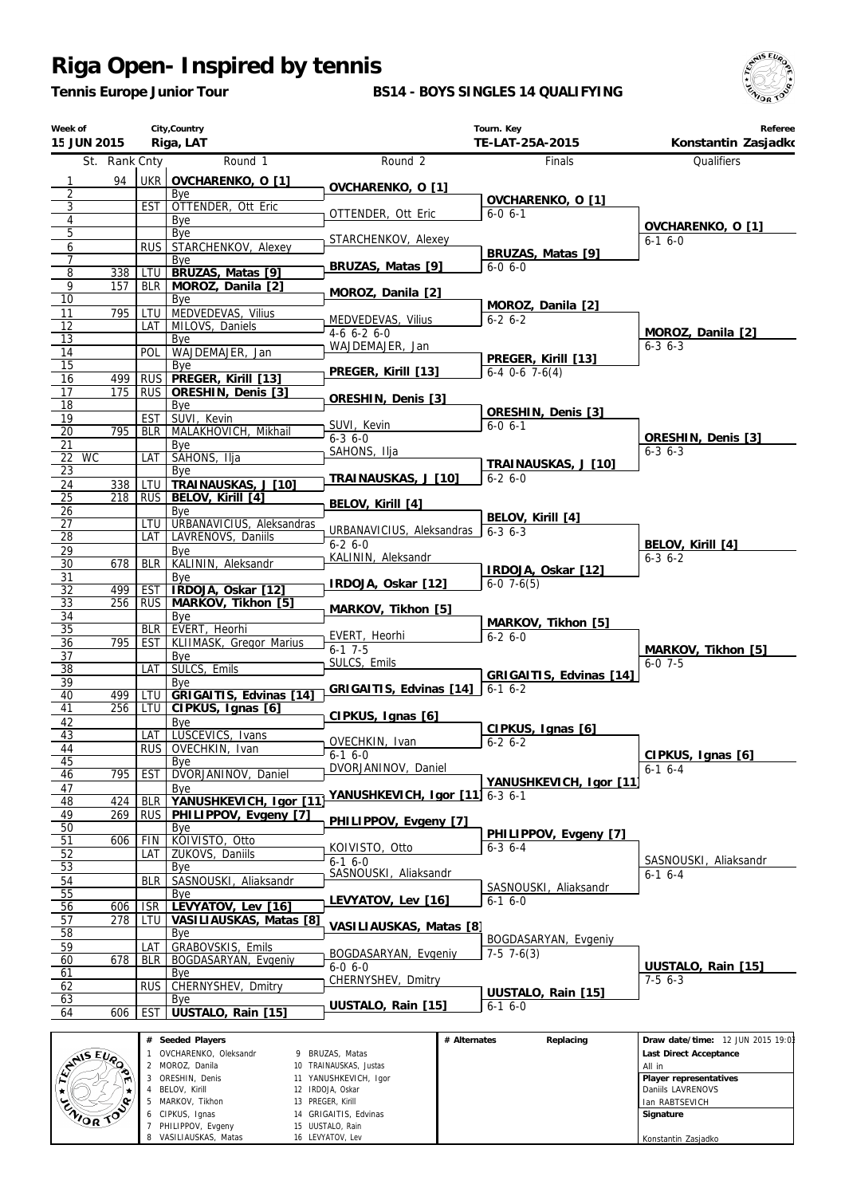# Riga Open- Inspired by tennis

**Tennis Europe Junior Tour**

**BS14 - BOYS SINGLES 14 QUALIFYING**

| Week of | City,Country | Tourn. Key | Referee |
|---|---|---|---|
| 15 JUN 2015 | Riga, LAT | TE-LAT-25A-2015 | Konstantin Zasjadko |

| St. | Rank | Cnty | Round 1 | Round 2 | Finals | Qualifiers |
|---|---|---|---|---|---|---|
| 1 | 94 | UKR | **OVCHARENKO, O [1]** | OVCHARENKO, O [1] | OVCHARENKO, O [1] | OVCHARENKO, O [1] 6-1 6-0 |
| 2 | | | Bye | | 6-0 6-1 | |
| 3 | | EST | OTTENDER, Ott Eric | OTTENDER, Ott Eric | | |
| 4 | | | Bye | | | |
| 5 | | | Bye | STARCHENKOV, Alexey | BRUZAS, Matas [9] | |
| 6 | | RUS | STARCHENKOV, Alexey | | 6-0 6-0 | |
| 7 | | | Bye | BRUZAS, Matas [9] | | |
| 8 | 338 | LTU | **BRUZAS, Matas [9]** | | | |
| 9 | 157 | BLR | **MOROZ, Danila [2]** | MOROZ, Danila [2] | MOROZ, Danila [2] | MOROZ, Danila [2] 6-3 6-3 |
| 10 | | | Bye | | 6-2 6-2 | |
| 11 | 795 | LTU | MEDVEDEVAS, Vilius | MEDVEDEVAS, Vilius | | |
| 12 | | LAT | MILOVS, Daniels | 4-6 6-2 6-0 | | |
| 13 | | | Bye | WAJDEMAJER, Jan | PREGER, Kirill [13] | |
| 14 | | POL | WAJDEMAJER, Jan | | 6-4 0-6 7-6(4) | |
| 15 | | | Bye | PREGER, Kirill [13] | | |
| 16 | 499 | RUS | **PREGER, Kirill [13]** | | | |
| 17 | 175 | RUS | **ORESHIN, Denis [3]** | ORESHIN, Denis [3] | ORESHIN, Denis [3] | ORESHIN, Denis [3] 6-3 6-3 |
| 18 | | | Bye | | 6-0 6-1 | |
| 19 | | EST | SUVI, Kevin | SUVI, Kevin | | |
| 20 | 795 | BLR | MALAKHOVICH, Mikhail | 6-3 6-0 | | |
| 21 | | | Bye | SAHONS, Ilja | TRAINAUSKAS, J [10] | |
| 22 WC | | LAT | SAHONS, Ilja | | 6-2 6-0 | |
| 23 | | | Bye | TRAINAUSKAS, J [10] | | |
| 24 | 338 | LTU | **TRAINAUSKAS, J [10]** | | | |
| 25 | 218 | RUS | **BELOV, Kirill [4]** | BELOV, Kirill [4] | BELOV, Kirill [4] | BELOV, Kirill [4] 6-3 6-2 |
| 26 | | | Bye | | 6-3 6-3 | |
| 27 | | LTU | URBANAVICIUS, Aleksandras | URBANAVICIUS, Aleksandras | | |
| 28 | | LAT | LAVRENOVS, Daniils | 6-2 6-0 | | |
| 29 | | | Bye | KALININ, Aleksandr | IRDOJA, Oskar [12] | |
| 30 | 678 | BLR | KALININ, Aleksandr | | 6-0 7-6(5) | |
| 31 | | | Bye | IRDOJA, Oskar [12] | | |
| 32 | 499 | EST | **IRDOJA, Oskar [12]** | | | |
| 33 | 256 | RUS | **MARKOV, Tikhon [5]** | MARKOV, Tikhon [5] | MARKOV, Tikhon [5] | MARKOV, Tikhon [5] 6-0 7-5 |
| 34 | | | Bye | | 6-2 6-0 | |
| 35 | | BLR | EVERT, Heorhi | EVERT, Heorhi | | |
| 36 | 795 | EST | KLIIMASK, Gregor Marius | 6-1 7-5 | | |
| 37 | | | Bye | SULCS, Emils | GRIGAITIS, Edvinas [14] | |
| 38 | | LAT | SULCS, Emils | | 6-1 6-2 | |
| 39 | | | Bye | GRIGAITIS, Edvinas [14] | | |
| 40 | 499 | LTU | **GRIGAITIS, Edvinas [14]** | | | |
| 41 | 256 | LTU | **CIPKUS, Ignas [6]** | CIPKUS, Ignas [6] | CIPKUS, Ignas [6] | CIPKUS, Ignas [6] 6-1 6-4 |
| 42 | | | Bye | | 6-2 6-2 | |
| 43 | | LAT | LUSCEVICS, Ivans | OVECHKIN, Ivan | | |
| 44 | | RUS | OVECHKIN, Ivan | 6-1 6-0 | | |
| 45 | | | Bye | DVORJANINOV, Daniel | YANUSHKEVICH, Igor [11] | |
| 46 | 795 | EST | DVORJANINOV, Daniel | | 6-3 6-1 | |
| 47 | | | Bye | YANUSHKEVICH, Igor [11] | | |
| 48 | 424 | BLR | **YANUSHKEVICH, Igor [11]** | | | |
| 49 | 269 | RUS | **PHILIPPOV, Evgeny [7]** | PHILIPPOV, Evgeny [7] | PHILIPPOV, Evgeny [7] | SASNOUSKI, Aliaksandr 6-1 6-4 |
| 50 | | | Bye | | 6-3 6-4 | |
| 51 | 606 | FIN | KOIVISTO, Otto | KOIVISTO, Otto | | |
| 52 | | LAT | ZUKOVS, Daniils | 6-1 6-0 | | |
| 53 | | | Bye | SASNOUSKI, Aliaksandr | SASNOUSKI, Aliaksandr | |
| 54 | | BLR | SASNOUSKI, Aliaksandr | | 6-1 6-0 | |
| 55 | | | Bye | LEVYATOV, Lev [16] | | |
| 56 | 606 | ISR | **LEVYATOV, Lev [16]** | | | |
| 57 | 278 | LTU | **VASILIAUSKAS, Matas [8]** | VASILIAUSKAS, Matas [8] | BOGDASARYAN, Evgeniy | UUSTALO, Rain [15] 7-5 6-3 |
| 58 | | | Bye | | 7-5 7-6(3) | |
| 59 | | LAT | GRABOVSKIS, Emils | BOGDASARYAN, Evgeniy | | |
| 60 | 678 | BLR | BOGDASARYAN, Evgeniy | 6-0 6-0 | | |
| 61 | | | Bye | CHERNYSHEV, Dmitry | UUSTALO, Rain [15] | |
| 62 | | RUS | CHERNYSHEV, Dmitry | | 6-1 6-0 | |
| 63 | | | Bye | UUSTALO, Rain [15] | | |
| 64 | 606 | EST | **UUSTALO, Rain [15]** | | | |

| # | Seeded Players | # | Seeded Players |
|---|---|---|---|
| 1 | OVCHARENKO, Oleksandr | 9 | BRUZAS, Matas |
| 2 | MOROZ, Danila | 10 | TRAINAUSKAS, Justas |
| 3 | ORESHIN, Denis | 11 | YANUSHKEVICH, Igor |
| 4 | BELOV, Kirill | 12 | IRDOJA, Oskar |
| 5 | MARKOV, Tikhon | 13 | PREGER, Kirill |
| 6 | CIPKUS, Ignas | 14 | GRIGAITIS, Edvinas |
| 7 | PHILIPPOV, Evgeny | 15 | UUSTALO, Rain |
| 8 | VASILIAUSKAS, Matas | 16 | LEVYATOV, Lev |

# Alternates | Replacing

**Draw date/time:** 12 JUN 2015 19:03

**Last Direct Acceptance**
All in

**Player representatives**
Daniils LAVRENOVS
Ian RABTSEVICH

**Signature**

Konstantin Zasjadko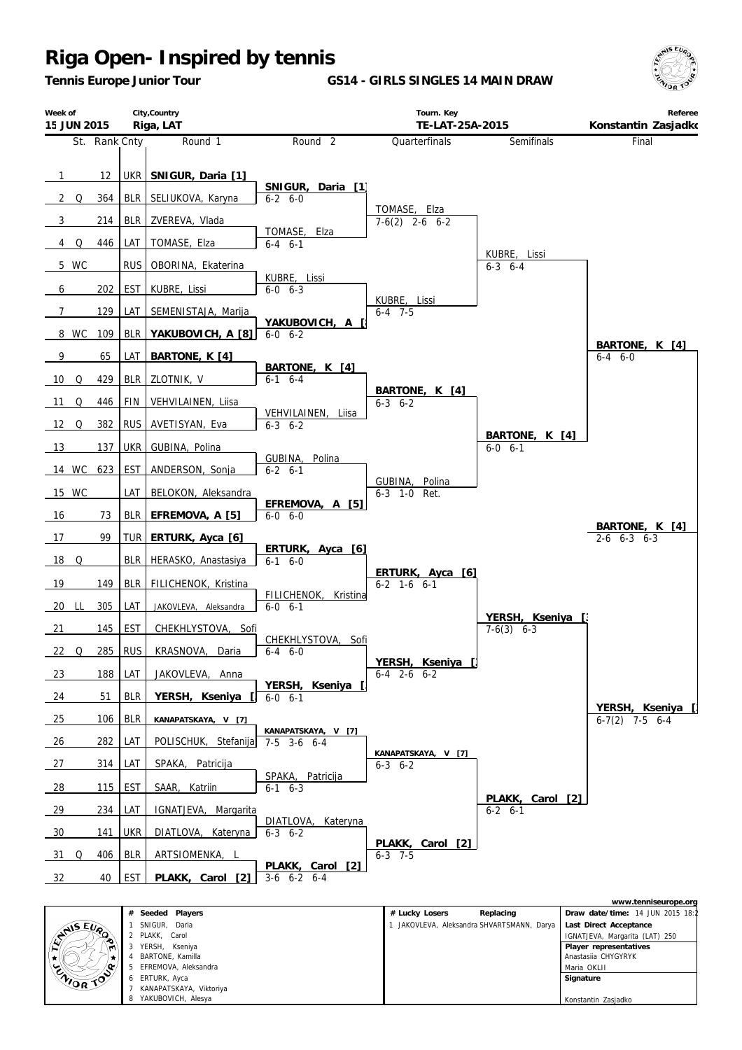# Riga Open- Inspired by tennis

**Tennis Europe Junior Tour**

**GS14 - GIRLS SINGLES 14 MAIN DRAW**

| Week of | City,Country | Tourn. Key | Referee |
|---|---|---|---|
| 15 JUN 2015 | Riga, LAT | TE-LAT-25A-2015 | Konstantin Zasjadko |

| St. | Rank | Cnty | Round 1 | Round 2 | Quarterfinals | Semifinals | Final |
|---|---|---|---|---|---|---|---|
| 1 | 12 | UKR | **SNIGUR, Daria [1]** | | | | |
| 2 Q | 364 | BLR | SELIUKOVA, Karyna | **SNIGUR, Daria [1]** 6-2 6-0 | | | |
| 3 | 214 | BLR | ZVEREVA, Vlada | | TOMASE, Elza 7-6(2) 2-6 6-2 | | |
| 4 Q | 446 | LAT | TOMASE, Elza | TOMASE, Elza 6-4 6-1 | | | |
| 5 WC | | RUS | OBORINA, Ekaterina | | | KUBRE, Lissi 6-3 6-4 | |
| 6 | 202 | EST | KUBRE, Lissi | KUBRE, Lissi 6-0 6-3 | | | |
| 7 | 129 | LAT | SEMENISTAJA, Marija | | KUBRE, Lissi 6-4 7-5 | | |
| 8 WC | 109 | BLR | **YAKUBOVICH, A [8]** | **YAKUBOVICH, A [8]** 6-0 6-2 | | | |
| 9 | 65 | LAT | **BARTONE, K [4]** | | | | **BARTONE, K [4]** 6-4 6-0 |
| 10 Q | 429 | BLR | ZLOTNIK, V | **BARTONE, K [4]** 6-1 6-4 | | | |
| 11 Q | 446 | FIN | VEHVILAINEN, Liisa | | **BARTONE, K [4]** 6-3 6-2 | | |
| 12 Q | 382 | RUS | AVETISYAN, Eva | VEHVILAINEN, Liisa 6-3 6-2 | | | |
| 13 | 137 | UKR | GUBINA, Polina | | | **BARTONE, K [4]** 6-0 6-1 | |
| 14 WC | 623 | EST | ANDERSON, Sonja | GUBINA, Polina 6-2 6-1 | | | |
| 15 WC | | LAT | BELOKON, Aleksandra | | GUBINA, Polina 6-3 1-0 Ret. | | |
| 16 | 73 | BLR | **EFREMOVA, A [5]** | **EFREMOVA, A [5]** 6-0 6-0 | | | |
| 17 | 99 | TUR | **ERTURK, Ayca [6]** | | | | **BARTONE, K [4]** 2-6 6-3 6-3 |
| 18 Q | | BLR | HERASKO, Anastasiya | **ERTURK, Ayca [6]** 6-1 6-0 | | | |
| 19 | 149 | BLR | FILICHENOK, Kristina | | **ERTURK, Ayca [6]** 6-2 1-6 6-1 | | |
| 20 LL | 305 | LAT | JAKOVLEVA, Aleksandra | FILICHENOK, Kristina 6-0 6-1 | | | |
| 21 | 145 | EST | CHEKHLYSTOVA, Sofi | | | **YERSH, Kseniya [3]** 7-6(3) 6-3 | |
| 22 Q | 285 | RUS | KRASNOVA, Daria | CHEKHLYSTOVA, Sofi 6-4 6-0 | | | |
| 23 | 188 | LAT | JAKOVLEVA, Anna | | **YERSH, Kseniya [3]** 6-4 2-6 6-2 | | |
| 24 | 51 | BLR | **YERSH, Kseniya [3]** | **YERSH, Kseniya [3]** 6-0 6-1 | | | |
| 25 | 106 | BLR | **KANAPATSKAYA, V [7]** | | | | **YERSH, Kseniya [3]** 6-7(2) 7-5 6-4 |
| 26 | 282 | LAT | POLISCHUK, Stefanija | **KANAPATSKAYA, V [7]** 7-5 3-6 6-4 | | | |
| 27 | 314 | LAT | SPAKA, Patricija | | **KANAPATSKAYA, V [7]** 6-3 6-2 | | |
| 28 | 115 | EST | SAAR, Katriin | SPAKA, Patricija 6-1 6-3 | | | |
| 29 | 234 | LAT | IGNATJEVA, Margarita | | | **PLAKK, Carol [2]** 6-2 6-1 | |
| 30 | 141 | UKR | DIATLOVA, Kateryna | DIATLOVA, Kateryna 6-3 6-2 | | | |
| 31 Q | 406 | BLR | ARTSIOMENKA, L | | **PLAKK, Carol [2]** 6-3 7-5 | | |
| 32 | 40 | EST | **PLAKK, Carol [2]** | **PLAKK, Carol [2]** 3-6 6-2 6-4 | | | |

www.tenniseurope.org

| # | Seeded Players |
|---|---|
| 1 | SNIGUR, Daria |
| 2 | PLAKK, Carol |
| 3 | YERSH, Kseniya |
| 4 | BARTONE, Kamilla |
| 5 | EFREMOVA, Aleksandra |
| 6 | ERTURK, Ayca |
| 7 | KANAPATSKAYA, Viktoriya |
| 8 | YAKUBOVICH, Alesya |

| # Lucky Losers | Replacing |
|---|---|
| 1 JAKOVLEVA, Aleksandra | SHVARTSMANN, Darya |

**Draw date/time:** 14 JUN 2015 18:2

**Last Direct Acceptance**
IGNATJEVA, Margarita (LAT) 250

**Player representatives**
Anastasiia CHYGYRYK
Maria OKLII

**Signature**

Konstantin Zasjadko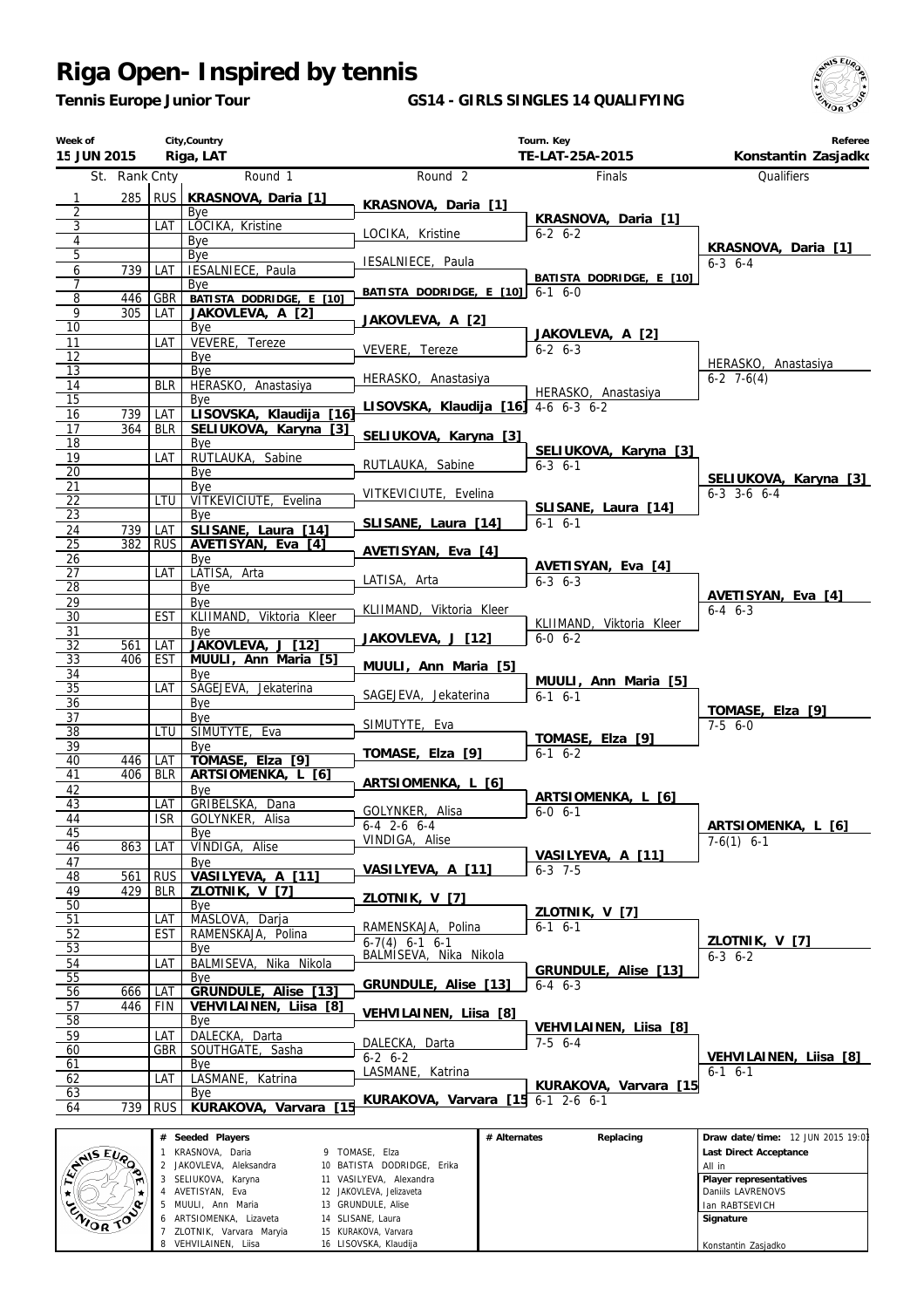# Riga Open- Inspired by tennis

**Tennis Europe Junior Tour**

**GS14 - GIRLS SINGLES 14 QUALIFYING**

| Week of | City,Country | Tourn. Key | Referee |
|---|---|---|---|
| 15 JUN 2015 | Riga, LAT | TE-LAT-25A-2015 | Konstantin Zasjadko |

| St. | Rank | Cnty | Round 1 | Round 2 | Finals | Qualifiers |
|---|---|---|---|---|---|---|
| 1 | 285 | RUS | **KRASNOVA, Daria [1]** | **KRASNOVA, Daria [1]** | **KRASNOVA, Daria [1]** 6-2 6-2 | **KRASNOVA, Daria [1]** 6-3 6-4 |
| 2 | | | Bye | | | |
| 3 | | LAT | LOCIKA, Kristine | LOCIKA, Kristine | | |
| 4 | | | Bye | | | |
| 5 | | | Bye | IESALNIECE, Paula | **BATISTA DODRIDGE, E [10]** 6-1 6-0 | |
| 6 | 739 | LAT | IESALNIECE, Paula | | | |
| 7 | | | Bye | **BATISTA DODRIDGE, E [10]** | | |
| 8 | 446 | GBR | **BATISTA DODRIDGE, E [10]** | | | |
| 9 | 305 | LAT | **JAKOVLEVA, A [2]** | **JAKOVLEVA, A [2]** | **JAKOVLEVA, A [2]** 6-2 6-3 | HERASKO, Anastasiya 6-2 7-6(4) |
| 10 | | | Bye | | | |
| 11 | | LAT | VEVERE, Tereze | VEVERE, Tereze | | |
| 12 | | | Bye | | | |
| 13 | | | Bye | HERASKO, Anastasiya | HERASKO, Anastasiya 4-6 6-3 6-2 | |
| 14 | | BLR | HERASKO, Anastasiya | | | |
| 15 | | | Bye | **LISOVSKA, Klaudija [16]** | | |
| 16 | 739 | LAT | **LISOVSKA, Klaudija [16]** | | | |
| 17 | 364 | BLR | **SELIUKOVA, Karyna [3]** | **SELIUKOVA, Karyna [3]** | **SELIUKOVA, Karyna [3]** 6-3 6-1 | **SELIUKOVA, Karyna [3]** 6-3 3-6 6-4 |
| 18 | | | Bye | | | |
| 19 | | LAT | RUTLAUKA, Sabine | RUTLAUKA, Sabine | | |
| 20 | | | Bye | | | |
| 21 | | | Bye | VITKEVICIUTE, Evelina | **SLISANE, Laura [14]** 6-1 6-1 | |
| 22 | | LTU | VITKEVICIUTE, Evelina | | | |
| 23 | | | Bye | **SLISANE, Laura [14]** | | |
| 24 | 739 | LAT | **SLISANE, Laura [14]** | | | |
| 25 | 382 | RUS | **AVETISYAN, Eva [4]** | **AVETISYAN, Eva [4]** | **AVETISYAN, Eva [4]** 6-3 6-3 | **AVETISYAN, Eva [4]** 6-4 6-3 |
| 26 | | | Bye | | | |
| 27 | | LAT | LATISA, Arta | LATISA, Arta | | |
| 28 | | | Bye | | | |
| 29 | | | Bye | KLIIMAND, Viktoria Kleer | KLIIMAND, Viktoria Kleer 6-0 6-2 | |
| 30 | | EST | KLIIMAND, Viktoria Kleer | | | |
| 31 | | | Bye | **JAKOVLEVA, J [12]** | | |
| 32 | 561 | LAT | **JAKOVLEVA, J [12]** | | | |
| 33 | 406 | EST | **MUULI, Ann Maria [5]** | **MUULI, Ann Maria [5]** | **MUULI, Ann Maria [5]** 6-1 6-1 | **TOMASE, Elza [9]** 7-5 6-0 |
| 34 | | | Bye | | | |
| 35 | | LAT | SAGEJEVA, Jekaterina | SAGEJEVA, Jekaterina | | |
| 36 | | | Bye | | | |
| 37 | | | Bye | SIMUTYTE, Eva | **TOMASE, Elza [9]** 6-1 6-2 | |
| 38 | | LTU | SIMUTYTE, Eva | | | |
| 39 | | | Bye | **TOMASE, Elza [9]** | | |
| 40 | 446 | LAT | **TOMASE, Elza [9]** | | | |
| 41 | 406 | BLR | **ARTSIOMENKA, L [6]** | **ARTSIOMENKA, L [6]** | **ARTSIOMENKA, L [6]** 6-0 6-1 | **ARTSIOMENKA, L [6]** 7-6(1) 6-1 |
| 42 | | | Bye | | | |
| 43 | | LAT | GRIBELSKA, Dana | GOLYNKER, Alisa 6-4 2-6 6-4 | | |
| 44 | | ISR | GOLYNKER, Alisa | | | |
| 45 | | | Bye | VINDIGA, Alise | **VASILYEVA, A [11]** 6-3 7-5 | |
| 46 | 863 | LAT | VINDIGA, Alise | | | |
| 47 | | | Bye | **VASILYEVA, A [11]** | | |
| 48 | 561 | RUS | **VASILYEVA, A [11]** | | | |
| 49 | 429 | BLR | **ZLOTNIK, V [7]** | **ZLOTNIK, V [7]** | **ZLOTNIK, V [7]** 6-1 6-1 | **ZLOTNIK, V [7]** 6-3 6-2 |
| 50 | | | Bye | | | |
| 51 | | LAT | MASLOVA, Darja | RAMENSKAJA, Polina 6-7(4) 6-1 6-1 | | |
| 52 | | EST | RAMENSKAJA, Polina | | | |
| 53 | | | Bye | BALMISEVA, Nika Nikola | **GRUNDULE, Alise [13]** 6-4 6-3 | |
| 54 | | LAT | BALMISEVA, Nika Nikola | | | |
| 55 | | | Bye | **GRUNDULE, Alise [13]** | | |
| 56 | 666 | LAT | **GRUNDULE, Alise [13]** | | | |
| 57 | 446 | FIN | **VEHVILAINEN, Liisa [8]** | **VEHVILAINEN, Liisa [8]** | **VEHVILAINEN, Liisa [8]** 7-5 6-4 | **VEHVILAINEN, Liisa [8]** 6-1 6-1 |
| 58 | | | Bye | | | |
| 59 | | LAT | DALECKA, Darta | DALECKA, Darta 6-2 6-2 | | |
| 60 | | GBR | SOUTHGATE, Sasha | | | |
| 61 | | | Bye | LASMANE, Katrina | **KURAKOVA, Varvara [15** 6-1 2-6 6-1 | |
| 62 | | LAT | LASMANE, Katrina | | | |
| 63 | | | Bye | **KURAKOVA, Varvara [15** | | |
| 64 | 739 | RUS | **KURAKOVA, Varvara [15** | | | |

| # | Seeded Players | # | Seeded Players |
|---|---|---|---|
| 1 | KRASNOVA, Daria | 9 | TOMASE, Elza |
| 2 | JAKOVLEVA, Aleksandra | 10 | BATISTA DODRIDGE, Erika |
| 3 | SELIUKOVA, Karyna | 11 | VASILYEVA, Alexandra |
| 4 | AVETISYAN, Eva | 12 | JAKOVLEVA, Jelizaveta |
| 5 | MUULI, Ann Maria | 13 | GRUNDULE, Alise |
| 6 | ARTSIOMENKA, Lizaveta | 14 | SLISANE, Laura |
| 7 | ZLOTNIK, Varvara Maryia | 15 | KURAKOVA, Varvara |
| 8 | VEHVILAINEN, Liisa | 16 | LISOVSKA, Klaudija |

| # Alternates | Replacing |
|---|---|
| | |

**Draw date/time:** 12 JUN 2015 19:03

**Last Direct Acceptance**
All in

**Player representatives**
Daniils LAVRENOVS
Ian RABTSEVICH

**Signature**
Konstantin Zasjadko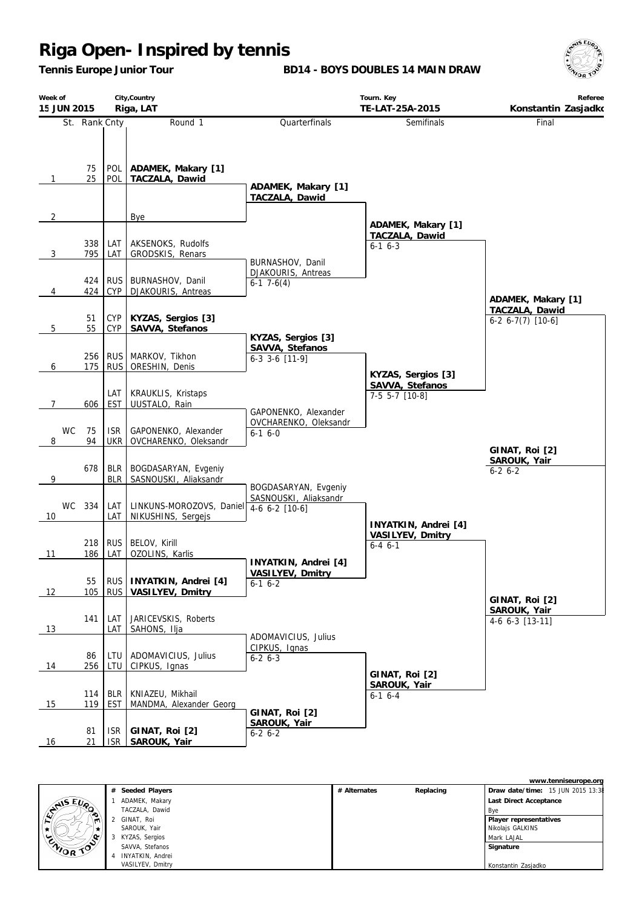# Riga Open- Inspired by tennis

**Tennis Europe Junior Tour**

**BD14 - BOYS DOUBLES 14 MAIN DRAW**

| Week of | City,Country | Tourn. Key | Referee |
|---|---|---|---|
| 15 JUN 2015 | Riga, LAT | TE-LAT-25A-2015 | Konstantin Zasjadko |

## Round 1

| # | St. | Rank | Cnty | Round 1 |
|---|---|---|---|---|
| 1 | | 75 | POL | **ADAMEK, Makary [1]** |
| | | 25 | POL | **TACZALA, Dawid** |
| 2 | | | | Bye |
| 3 | | 338 | LAT | AKSENOKS, Rudolfs |
| | | 795 | LAT | GRODSKIS, Renars |
| 4 | | 424 | RUS | BURNASHOV, Danil |
| | | 424 | CYP | DJAKOURIS, Antreas |
| 5 | | 51 | CYP | **KYZAS, Sergios [3]** |
| | | 55 | CYP | **SAVVA, Stefanos** |
| 6 | | 256 | RUS | MARKOV, Tikhon |
| | | 175 | RUS | ORESHIN, Denis |
| 7 | | | LAT | KRAUKLIS, Kristaps |
| | | 606 | EST | UUSTALO, Rain |
| 8 | WC | 75 | ISR | GAPONENKO, Alexander |
| | | 94 | UKR | OVCHARENKO, Oleksandr |
| 9 | | 678 | BLR | BOGDASARYAN, Evgeniy |
| | | | BLR | SASNOUSKI, Aliaksandr |
| 10 | WC | 334 | LAT | LINKUNS-MOROZOVS, Daniel |
| | | | LAT | NIKUSHINS, Sergejs |
| 11 | | 218 | RUS | BELOV, Kirill |
| | | 186 | LAT | OZOLINS, Karlis |
| 12 | | 55 | RUS | **INYATKIN, Andrei [4]** |
| | | 105 | RUS | **VASILYEV, Dmitry** |
| 13 | | 141 | LAT | JARICEVSKIS, Roberts |
| | | | LAT | SAHONS, Ilja |
| 14 | | 86 | LTU | ADOMAVICIUS, Julius |
| | | 256 | LTU | CIPKUS, Ignas |
| 15 | | 114 | BLR | KNIAZEU, Mikhail |
| | | 119 | EST | MANDMA, Alexander Georg |
| 16 | | 81 | ISR | **GINAT, Roi [2]** |
| | | 21 | ISR | **SAROUK, Yair** |

## Quarterfinals

- **ADAMEK, Makary [1] / TACZALA, Dawid**
- BURNASHOV, Danil / DJAKOURIS, Antreas — 6-1 7-6(4)
- **KYZAS, Sergios [3] / SAVVA, Stefanos** — 6-3 3-6 [11-9]
- GAPONENKO, Alexander / OVCHARENKO, Oleksandr — 6-1 6-0
- BOGDASARYAN, Evgeniy / SASNOUSKI, Aliaksandr — 4-6 6-2 [10-6]
- **INYATKIN, Andrei [4] / VASILYEV, Dmitry** — 6-1 6-2
- ADOMAVICIUS, Julius / CIPKUS, Ignas — 6-2 6-3
- **GINAT, Roi [2] / SAROUK, Yair** — 6-2 6-2

## Semifinals

- **ADAMEK, Makary [1] / TACZALA, Dawid** — 6-1 6-3
- **KYZAS, Sergios [3] / SAVVA, Stefanos** — 7-5 5-7 [10-8]
- **INYATKIN, Andrei [4] / VASILYEV, Dmitry** — 6-4 6-1
- **GINAT, Roi [2] / SAROUK, Yair** — 6-1 6-4

## Final

- **ADAMEK, Makary [1] / TACZALA, Dawid** — 6-2 6-7(7) [10-6]
- **GINAT, Roi [2] / SAROUK, Yair** — 6-2 6-2

## Winner

- **GINAT, Roi [2] / SAROUK, Yair** — 4-6 6-3 [13-11]

---

| # | Seeded Players | # Alternates | Replacing |
|---|---|---|---|
| 1 | ADAMEK, Makary / TACZALA, Dawid | | |
| 2 | GINAT, Roi / SAROUK, Yair | | |
| 3 | KYZAS, Sergios / SAVVA, Stefanos | | |
| 4 | INYATKIN, Andrei / VASILYEV, Dmitry | | |

www.tenniseurope.org

**Draw date/time:** 15 JUN 2015 13:38

**Last Direct Acceptance**
Bye

**Player representatives**
Nikolajs GALKINS
Mark LAJAL

**Signature**

Konstantin Zasjadko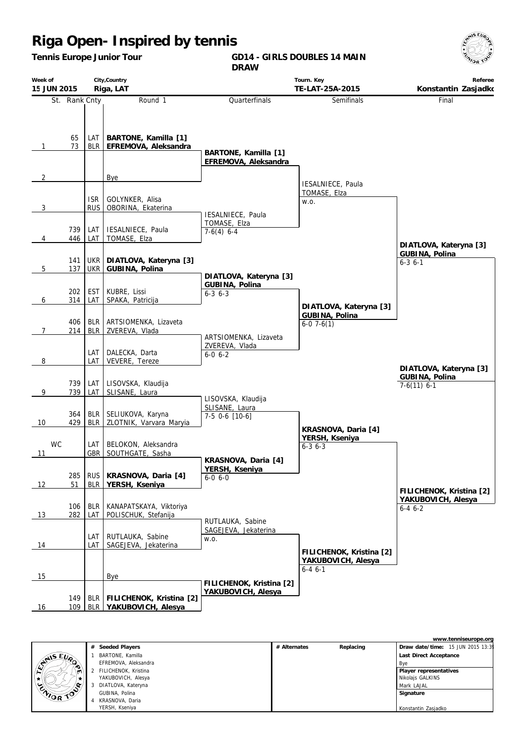# Riga Open- Inspired by tennis

**Tennis Europe Junior Tour**

**GD14 - GIRLS DOUBLES 14 MAIN DRAW**

| Week of | City,Country | Tourn. Key | Referee |
|---|---|---|---|
| 15 JUN 2015 | Riga, LAT | TE-LAT-25A-2015 | Konstantin Zasjadko |

| St. | Rank | Cnty | Round 1 | Quarterfinals | Semifinals | Final |
|---|---|---|---|---|---|---|
| 1 | 65 / 73 | LAT / BLR | **BARTONE, Kamilla [1]** / **EFREMOVA, Aleksandra** | **BARTONE, Kamilla [1]** / **EFREMOVA, Aleksandra** | | |
| 2 | | | Bye | | IESALNIECE, Paula / TOMASE, Elza / w.o. | |
| 3 | | ISR / RUS | GOLYNKER, Alisa / OBORINA, Ekaterina | IESALNIECE, Paula / TOMASE, Elza / 7-6(4) 6-4 | | |
| 4 | 739 / 446 | LAT / LAT | IESALNIECE, Paula / TOMASE, Elza | | | **DIATLOVA, Kateryna [3]** / **GUBINA, Polina** / 6-3 6-1 |
| 5 | 141 / 137 | UKR / UKR | **DIATLOVA, Kateryna [3]** / **GUBINA, Polina** | **DIATLOVA, Kateryna [3]** / **GUBINA, Polina** / 6-3 6-3 | | |
| 6 | 202 / 314 | EST / LAT | KUBRE, Lissi / SPAKA, Patricija | | **DIATLOVA, Kateryna [3]** / **GUBINA, Polina** / 6-0 7-6(1) | |
| 7 | 406 / 214 | BLR / BLR | ARTSIOMENKA, Lizaveta / ZVEREVA, Vlada | ARTSIOMENKA, Lizaveta / ZVEREVA, Vlada / 6-0 6-2 | | |
| 8 | | LAT / LAT | DALECKA, Darta / VEVERE, Tereze | | | **DIATLOVA, Kateryna [3]** / **GUBINA, Polina** / 7-6(11) 6-1 |
| 9 | 739 / 739 | LAT / LAT | LISOVSKA, Klaudija / SLISANE, Laura | LISOVSKA, Klaudija / SLISANE, Laura / 7-5 0-6 [10-6] | | |
| 10 | 364 / 429 | BLR / BLR | SELIUKOVA, Karyna / ZLOTNIK, Varvara Maryia | | **KRASNOVA, Daria [4]** / **YERSH, Kseniya** / 6-3 6-3 | |
| 11 | WC | LAT / GBR | BELOKON, Aleksandra / SOUTHGATE, Sasha | **KRASNOVA, Daria [4]** / **YERSH, Kseniya** / 6-0 6-0 | | |
| 12 | 285 / 51 | RUS / BLR | **KRASNOVA, Daria [4]** / **YERSH, Kseniya** | | | **FILICHENOK, Kristina [2]** / **YAKUBOVICH, Alesya** / 6-4 6-2 |
| 13 | 106 / 282 | BLR / LAT | KANAPATSKAYA, Viktoriya / POLISCHUK, Stefanija | RUTLAUKA, Sabine / SAGEJEVA, Jekaterina / w.o. | | |
| 14 | | LAT / LAT | RUTLAUKA, Sabine / SAGEJEVA, Jekaterina | | **FILICHENOK, Kristina [2]** / **YAKUBOVICH, Alesya** / 6-4 6-1 | |
| 15 | | | Bye | **FILICHENOK, Kristina [2]** / **YAKUBOVICH, Alesya** | | |
| 16 | 149 / 109 | BLR / BLR | **FILICHENOK, Kristina [2]** / **YAKUBOVICH, Alesya** | | | |

www.tenniseurope.org

| # | Seeded Players | # Alternates | Replacing | |
|---|---|---|---|---|
| 1 | BARTONE, Kamilla / EFREMOVA, Aleksandra | | | **Draw date/time:** 15 JUN 2015 13:39 |
| 2 | FILICHENOK, Kristina / YAKUBOVICH, Alesya | | | **Last Direct Acceptance** Bye |
| 3 | DIATLOVA, Kateryna / GUBINA, Polina | | | **Player representatives** Nikolajs GALKINS, Mark LAJAL |
| 4 | KRASNOVA, Daria / YERSH, Kseniya | | | **Signature** Konstantin Zasjadko |